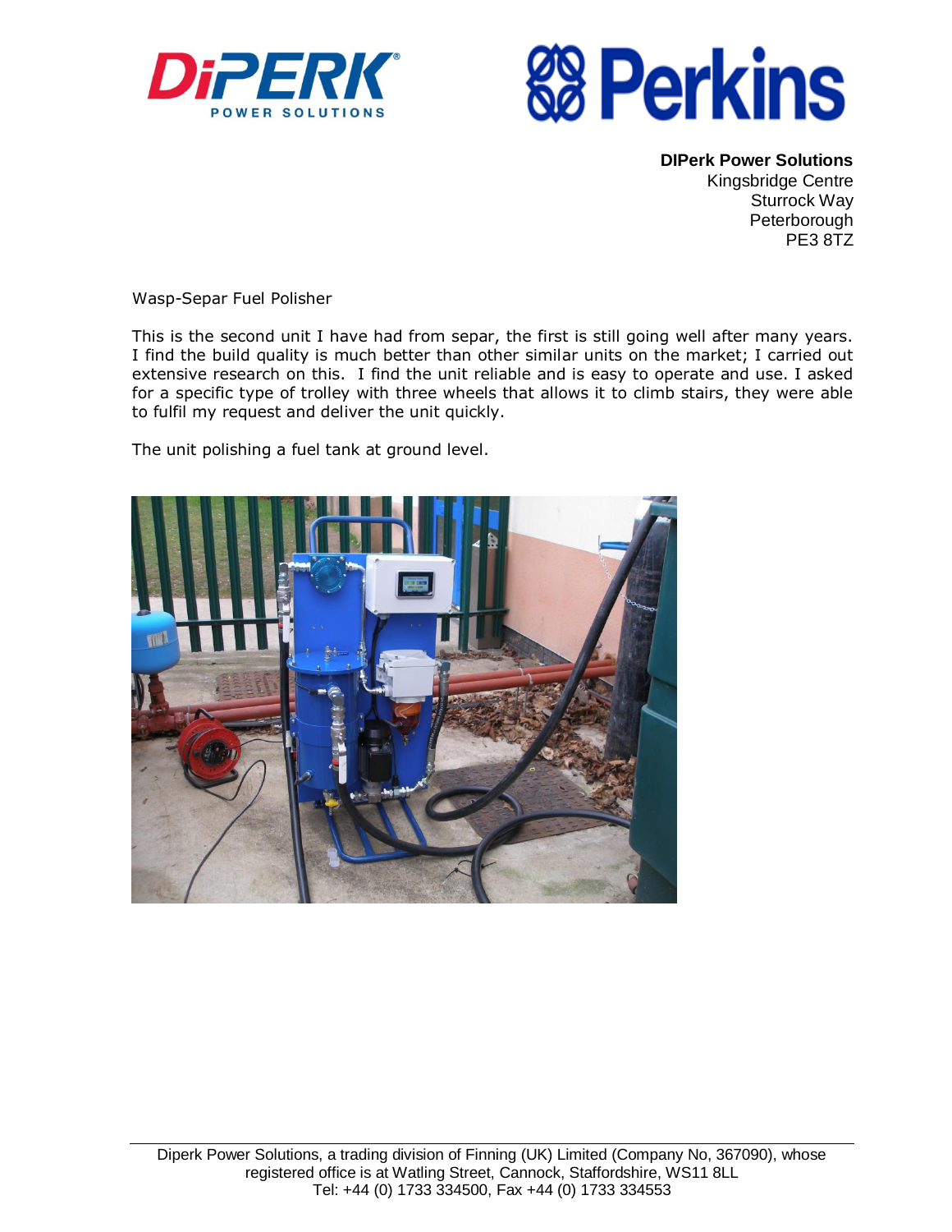**DIPerk Power Solutions**
Kingsbridge Centre
Sturrock Way
Peterborough
PE3 8TZ

Wasp-Separ Fuel Polisher

This is the second unit I have had from separ, the first is still going well after many years. I find the build quality is much better than other similar units on the market; I carried out extensive research on this. I find the unit reliable and is easy to operate and use. I asked for a specific type of trolley with three wheels that allows it to climb stairs, they were able to fulfil my request and deliver the unit quickly.

The unit polishing a fuel tank at ground level.

Diperk Power Solutions, a trading division of Finning (UK) Limited (Company No, 367090), whose registered office is at Watling Street, Cannock, Staffordshire, WS11 8LL
Tel: +44 (0) 1733 334500, Fax +44 (0) 1733 334553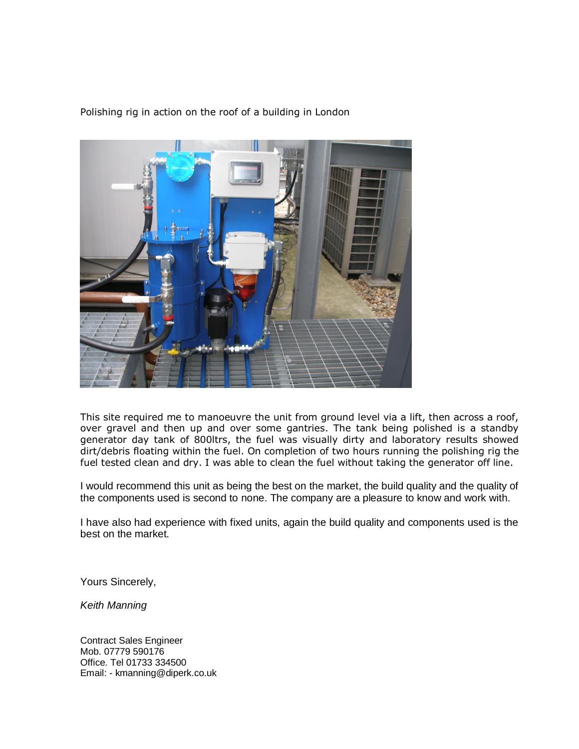Polishing rig in action on the roof of a building in London

This site required me to manoeuvre the unit from ground level via a lift, then across a roof, over gravel and then up and over some gantries. The tank being polished is a standby generator day tank of 800ltrs, the fuel was visually dirty and laboratory results showed dirt/debris floating within the fuel. On completion of two hours running the polishing rig the fuel tested clean and dry. I was able to clean the fuel without taking the generator off line.

I would recommend this unit as being the best on the market, the build quality and the quality of the components used is second to none. The company are a pleasure to know and work with.

I have also had experience with fixed units, again the build quality and components used is the best on the market.

Yours Sincerely,

*Keith Manning*

Contract Sales Engineer
Mob. 07779 590176
Office. Tel 01733 334500
Email: - kmanning@diperk.co.uk